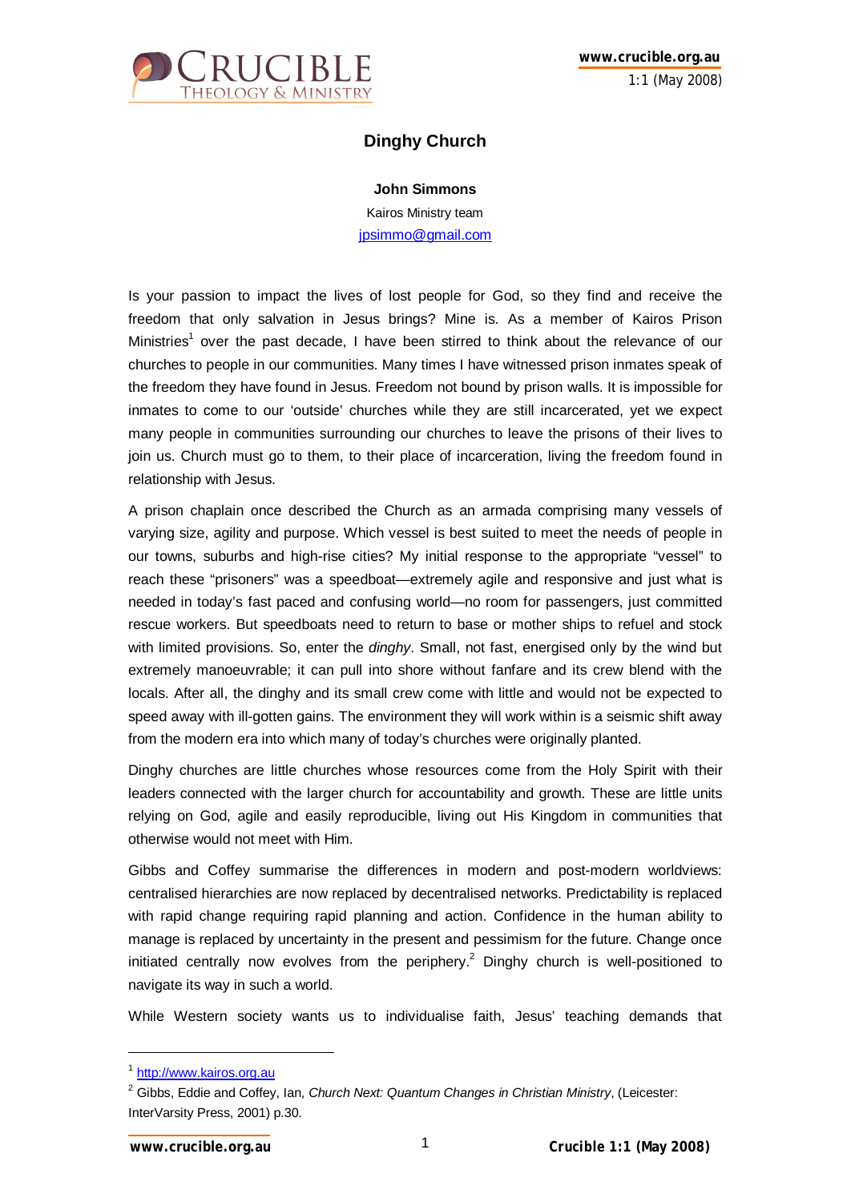# Dinghy Church

**John Simmons**

Kairos Ministry team

jpsimmo@gmail.com

Is your passion to impact the lives of lost people for God, so they find and receive the freedom that only salvation in Jesus brings? Mine is. As a member of Kairos Prison Ministries[1] over the past decade, I have been stirred to think about the relevance of our churches to people in our communities. Many times I have witnessed prison inmates speak of the freedom they have found in Jesus. Freedom not bound by prison walls. It is impossible for inmates to come to our 'outside' churches while they are still incarcerated, yet we expect many people in communities surrounding our churches to leave the prisons of their lives to join us. Church must go to them, to their place of incarceration, living the freedom found in relationship with Jesus.

A prison chaplain once described the Church as an armada comprising many vessels of varying size, agility and purpose. Which vessel is best suited to meet the needs of people in our towns, suburbs and high-rise cities? My initial response to the appropriate "vessel" to reach these "prisoners" was a speedboat—extremely agile and responsive and just what is needed in today's fast paced and confusing world—no room for passengers, just committed rescue workers. But speedboats need to return to base or mother ships to refuel and stock with limited provisions. So, enter the *dinghy*. Small, not fast, energised only by the wind but extremely manoeuvrable; it can pull into shore without fanfare and its crew blend with the locals. After all, the dinghy and its small crew come with little and would not be expected to speed away with ill-gotten gains. The environment they will work within is a seismic shift away from the modern era into which many of today's churches were originally planted.

Dinghy churches are little churches whose resources come from the Holy Spirit with their leaders connected with the larger church for accountability and growth. These are little units relying on God, agile and easily reproducible, living out His Kingdom in communities that otherwise would not meet with Him.

Gibbs and Coffey summarise the differences in modern and post-modern worldviews: centralised hierarchies are now replaced by decentralised networks. Predictability is replaced with rapid change requiring rapid planning and action. Confidence in the human ability to manage is replaced by uncertainty in the present and pessimism for the future. Change once initiated centrally now evolves from the periphery.[2] Dinghy church is well-positioned to navigate its way in such a world.

While Western society wants us to individualise faith, Jesus' teaching demands that

---

[1] http://www.kairos.org.au

[2] Gibbs, Eddie and Coffey, Ian, *Church Next: Quantum Changes in Christian Ministry*, (Leicester: InterVarsity Press, 2001) p.30.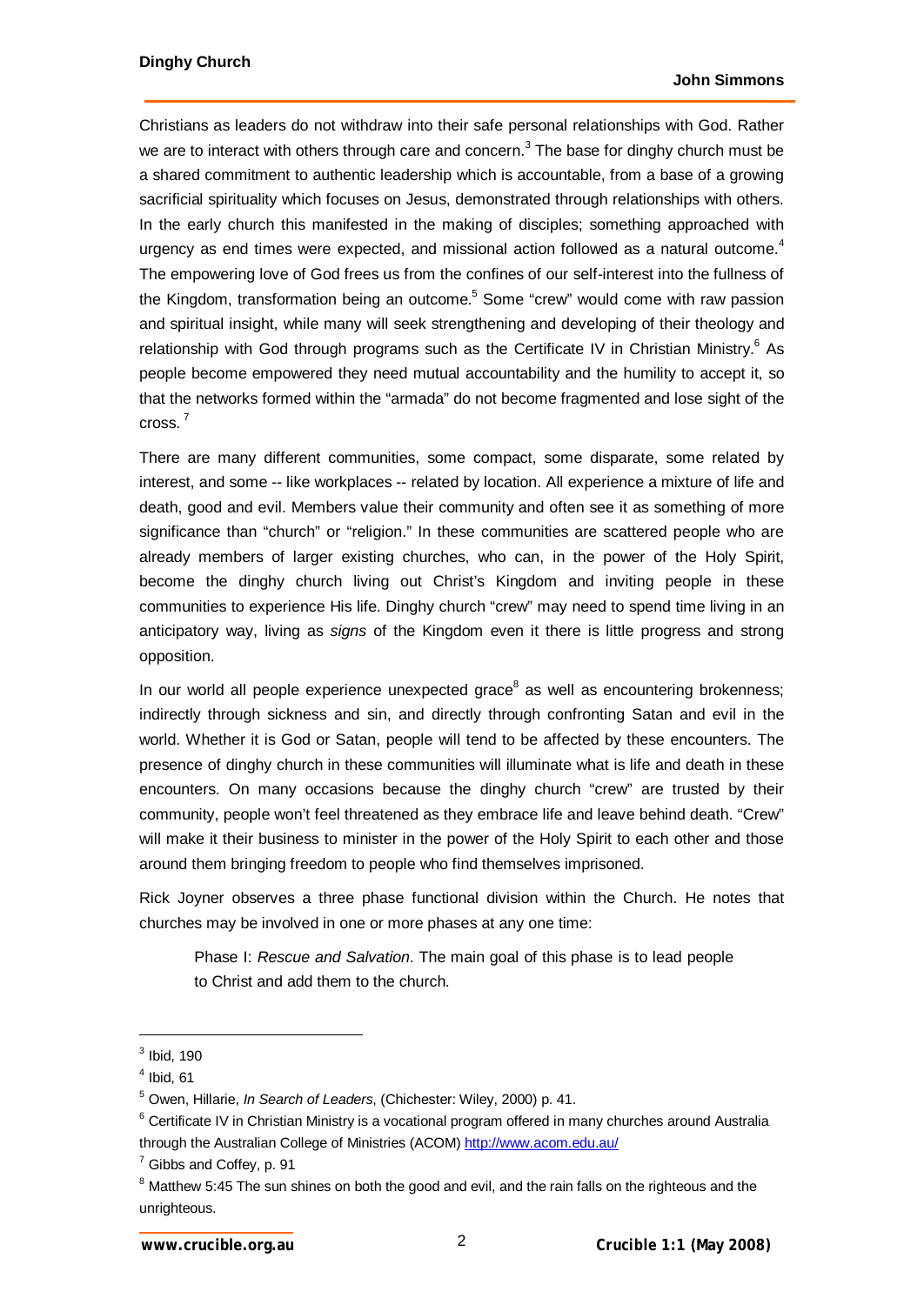Christians as leaders do not withdraw into their safe personal relationships with God. Rather we are to interact with others through care and concern.[3] The base for dinghy church must be a shared commitment to authentic leadership which is accountable, from a base of a growing sacrificial spirituality which focuses on Jesus, demonstrated through relationships with others. In the early church this manifested in the making of disciples; something approached with urgency as end times were expected, and missional action followed as a natural outcome.[4] The empowering love of God frees us from the confines of our self-interest into the fullness of the Kingdom, transformation being an outcome.[5] Some "crew" would come with raw passion and spiritual insight, while many will seek strengthening and developing of their theology and relationship with God through programs such as the Certificate IV in Christian Ministry.[6] As people become empowered they need mutual accountability and the humility to accept it, so that the networks formed within the "armada" do not become fragmented and lose sight of the cross. [7]

There are many different communities, some compact, some disparate, some related by interest, and some -- like workplaces -- related by location. All experience a mixture of life and death, good and evil. Members value their community and often see it as something of more significance than "church" or "religion." In these communities are scattered people who are already members of larger existing churches, who can, in the power of the Holy Spirit, become the dinghy church living out Christ's Kingdom and inviting people in these communities to experience His life. Dinghy church "crew" may need to spend time living in an anticipatory way, living as *signs* of the Kingdom even it there is little progress and strong opposition.

In our world all people experience unexpected grace[8] as well as encountering brokenness; indirectly through sickness and sin, and directly through confronting Satan and evil in the world. Whether it is God or Satan, people will tend to be affected by these encounters. The presence of dinghy church in these communities will illuminate what is life and death in these encounters. On many occasions because the dinghy church "crew" are trusted by their community, people won't feel threatened as they embrace life and leave behind death. "Crew" will make it their business to minister in the power of the Holy Spirit to each other and those around them bringing freedom to people who find themselves imprisoned.

Rick Joyner observes a three phase functional division within the Church. He notes that churches may be involved in one or more phases at any one time:

> Phase I: *Rescue and Salvation*. The main goal of this phase is to lead people to Christ and add them to the church.

---

[3] Ibid, 190

[4] Ibid, 61

[5] Owen, Hillarie, *In Search of Leaders*, (Chichester: Wiley, 2000) p. 41.

[6] Certificate IV in Christian Ministry is a vocational program offered in many churches around Australia through the Australian College of Ministries (ACOM) http://www.acom.edu.au/

[7] Gibbs and Coffey, p. 91

[8] Matthew 5:45 The sun shines on both the good and evil, and the rain falls on the righteous and the unrighteous.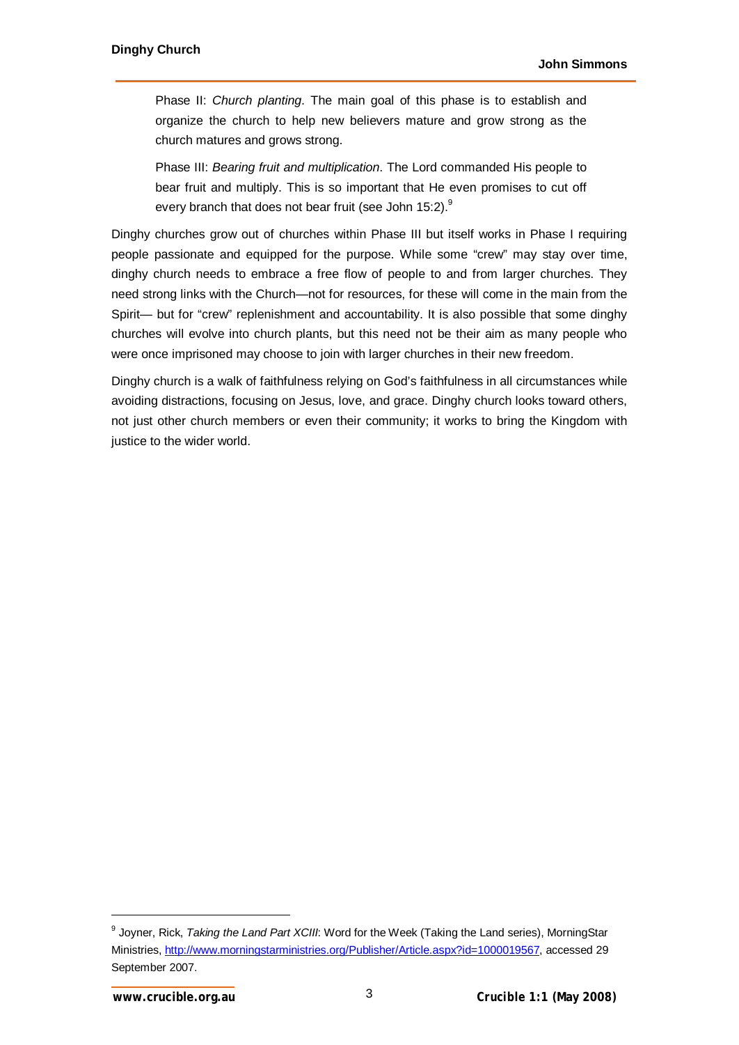Phase II: *Church planting*. The main goal of this phase is to establish and organize the church to help new believers mature and grow strong as the church matures and grows strong.

Phase III: *Bearing fruit and multiplication*. The Lord commanded His people to bear fruit and multiply. This is so important that He even promises to cut off every branch that does not bear fruit (see John 15:2).[9]

Dinghy churches grow out of churches within Phase III but itself works in Phase I requiring people passionate and equipped for the purpose. While some "crew" may stay over time, dinghy church needs to embrace a free flow of people to and from larger churches. They need strong links with the Church—not for resources, for these will come in the main from the Spirit— but for "crew" replenishment and accountability. It is also possible that some dinghy churches will evolve into church plants, but this need not be their aim as many people who were once imprisoned may choose to join with larger churches in their new freedom.

Dinghy church is a walk of faithfulness relying on God's faithfulness in all circumstances while avoiding distractions, focusing on Jesus, love, and grace. Dinghy church looks toward others, not just other church members or even their community; it works to bring the Kingdom with justice to the wider world.

---

[9] Joyner, Rick, *Taking the Land Part XCIII*: Word for the Week (Taking the Land series), MorningStar Ministries, http://www.morningstarministries.org/Publisher/Article.aspx?id=1000019567, accessed 29 September 2007.